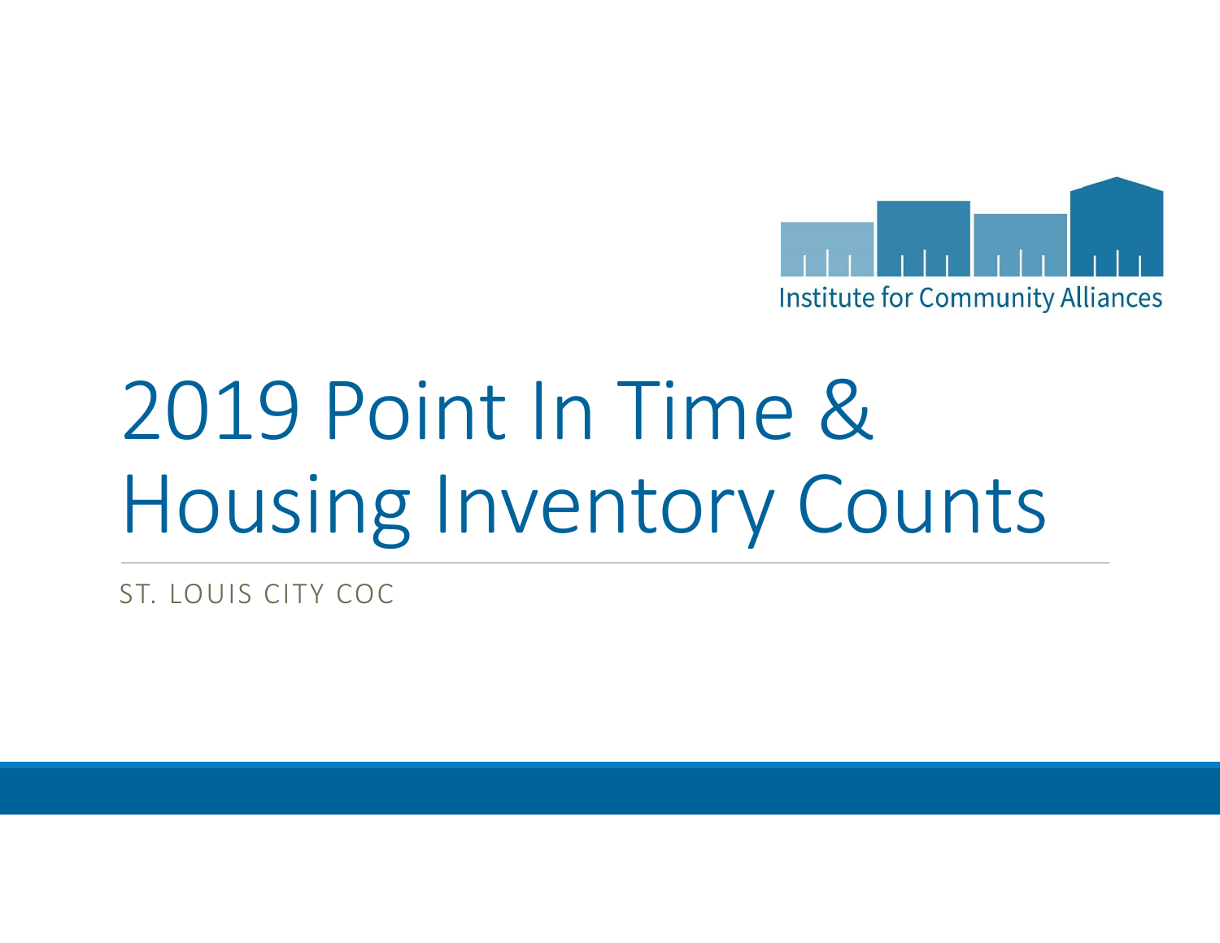Institute for Community Alliances

# 2019 Point In Time & Housing Inventory Counts

ST. LOUIS CITY COC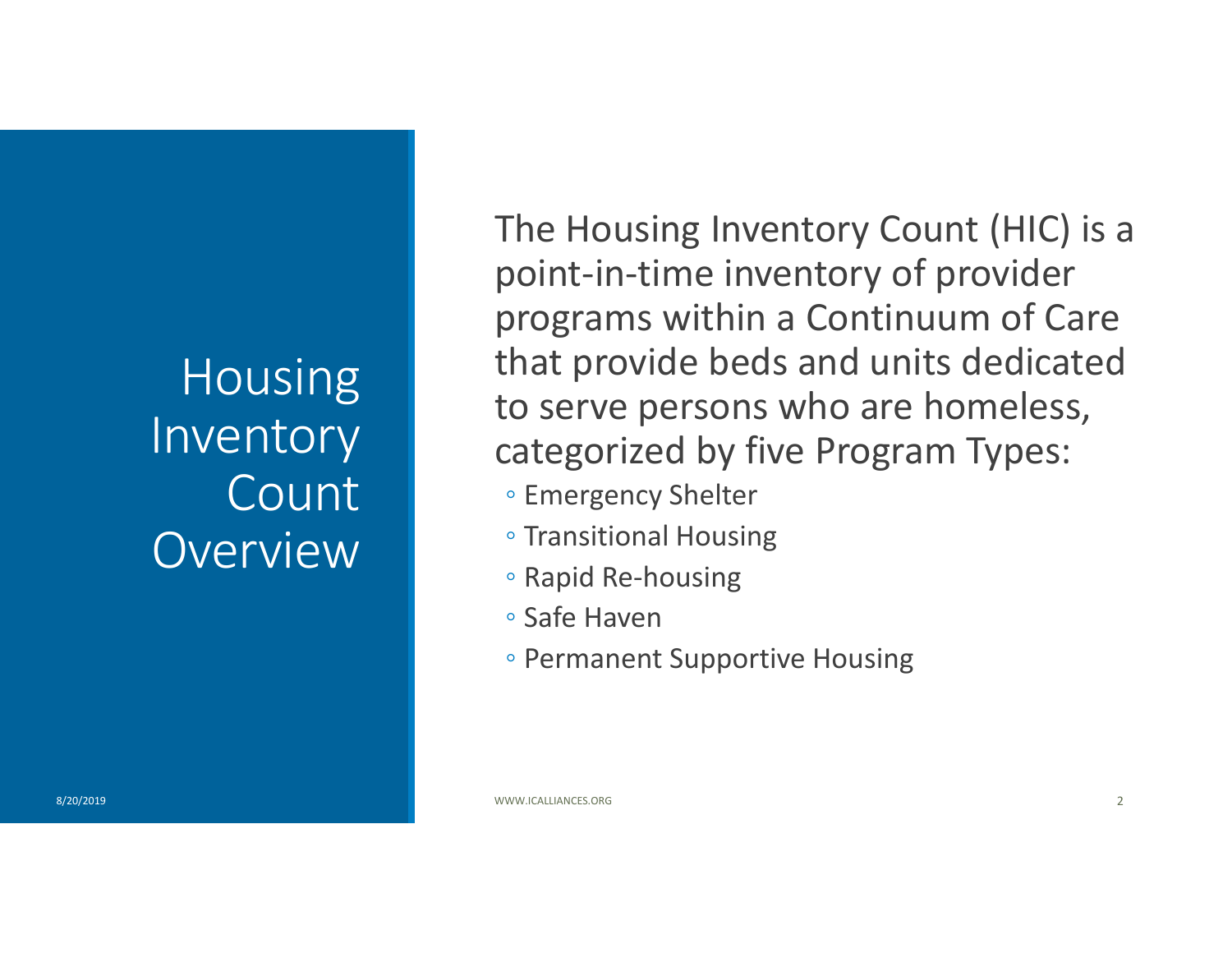# Housing Inventory Count Overview

The Housing Inventory Count (HIC) is a point-in-time inventory of provider programs within a Continuum of Care that provide beds and units dedicated to serve persons who are homeless, categorized by five Program Types:

- Emergency Shelter
- Transitional Housing
- Rapid Re-housing
- Safe Haven
- Permanent Supportive Housing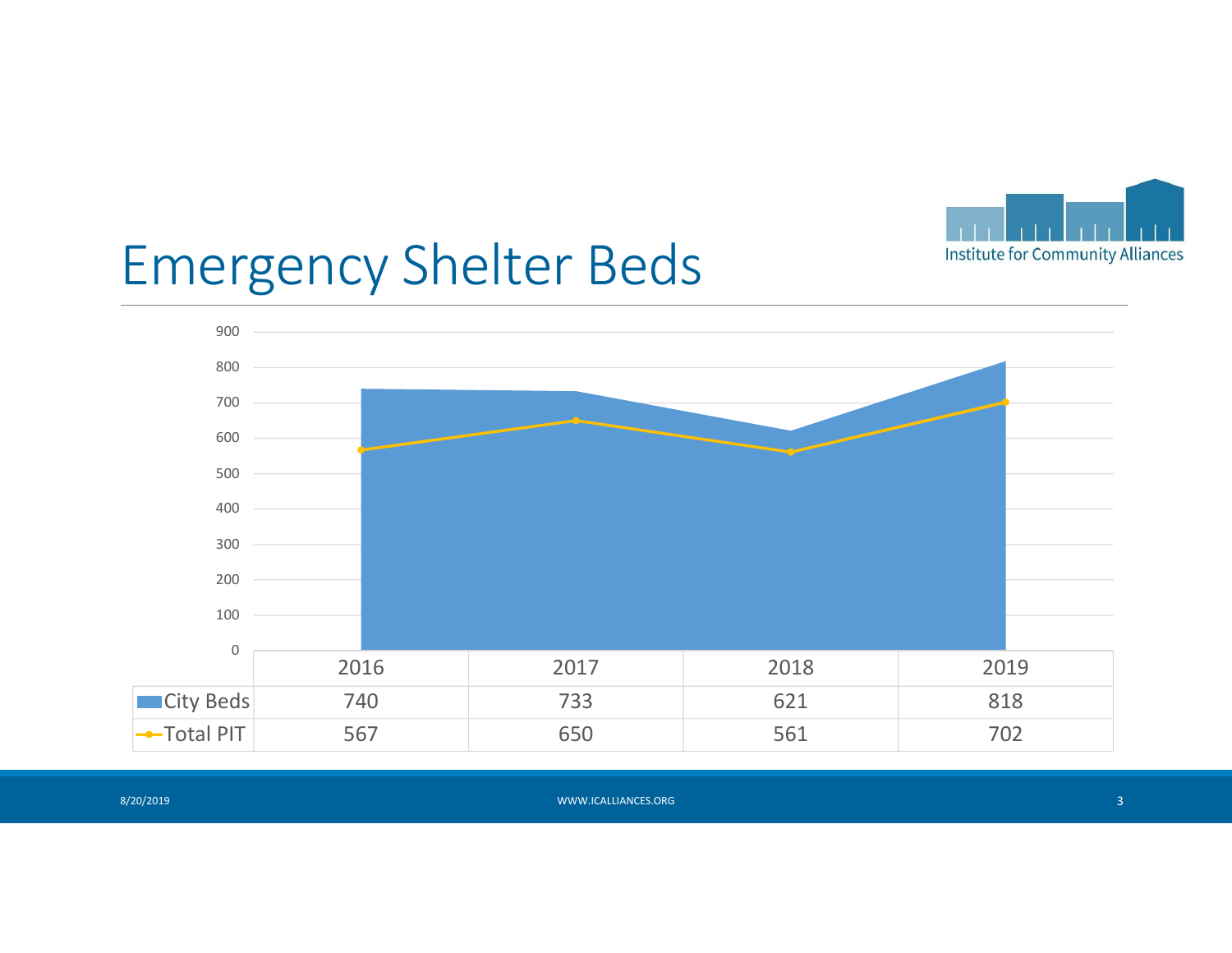# Emergency Shelter Beds

| | 2016 | 2017 | 2018 | 2019 |
|---|---|---|---|---|
| City Beds | 740 | 733 | 621 | 818 |
| Total PIT | 567 | 650 | 561 | 702 |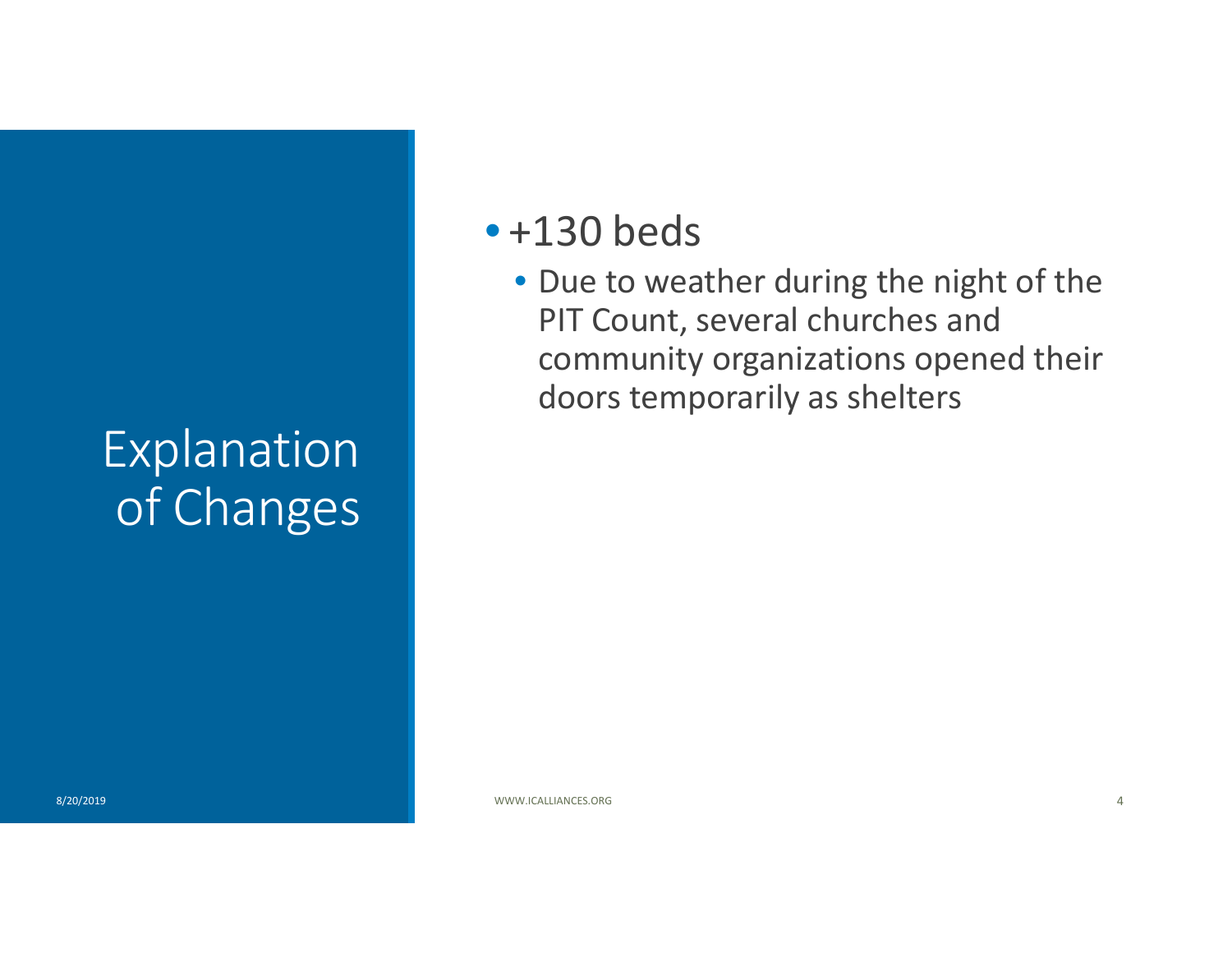# Explanation of Changes

- +130 beds
  - Due to weather during the night of the PIT Count, several churches and community organizations opened their doors temporarily as shelters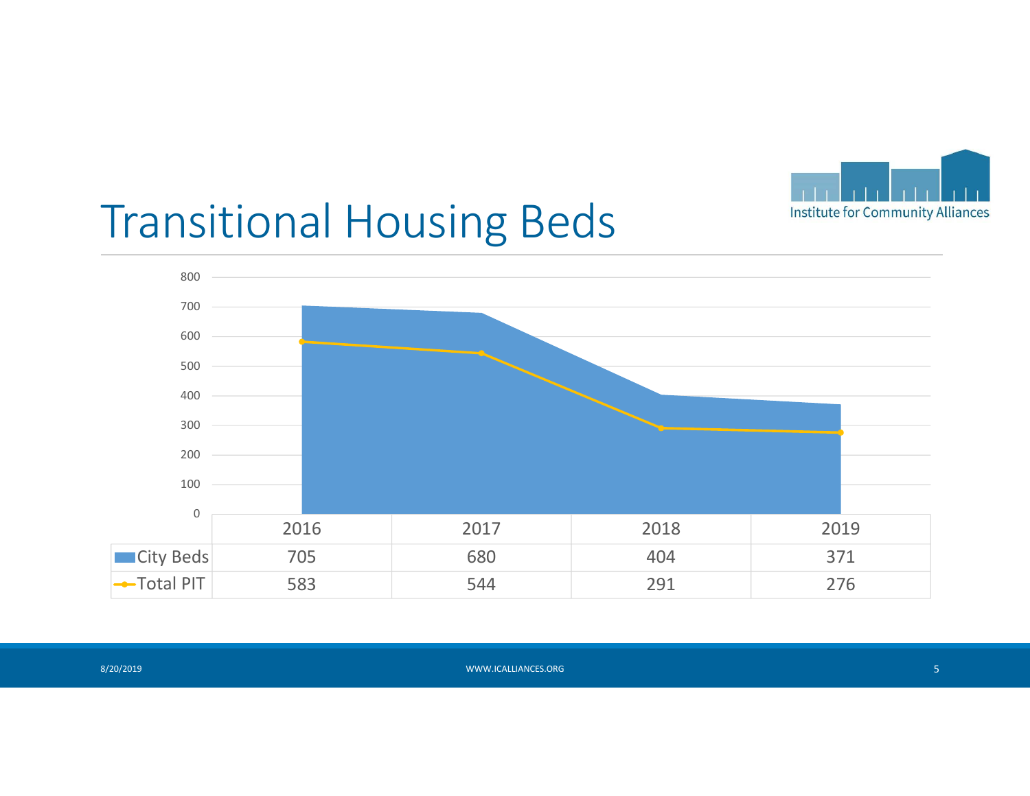# Transitional Housing Beds

| | 2016 | 2017 | 2018 | 2019 |
|---|---|---|---|---|
| City Beds | 705 | 680 | 404 | 371 |
| Total PIT | 583 | 544 | 291 | 276 |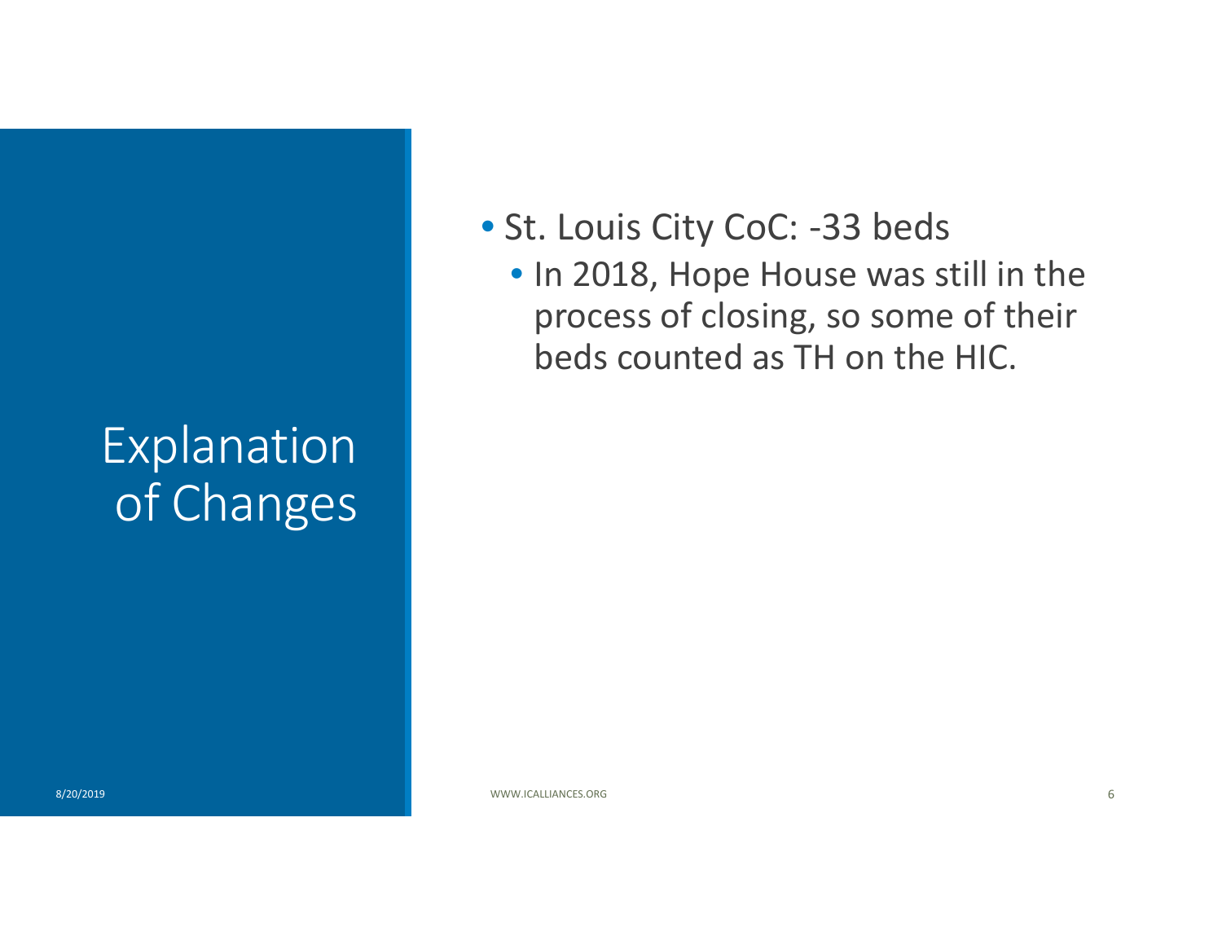# Explanation of Changes

- St. Louis City CoC: -33 beds
  - In 2018, Hope House was still in the process of closing, so some of their beds counted as TH on the HIC.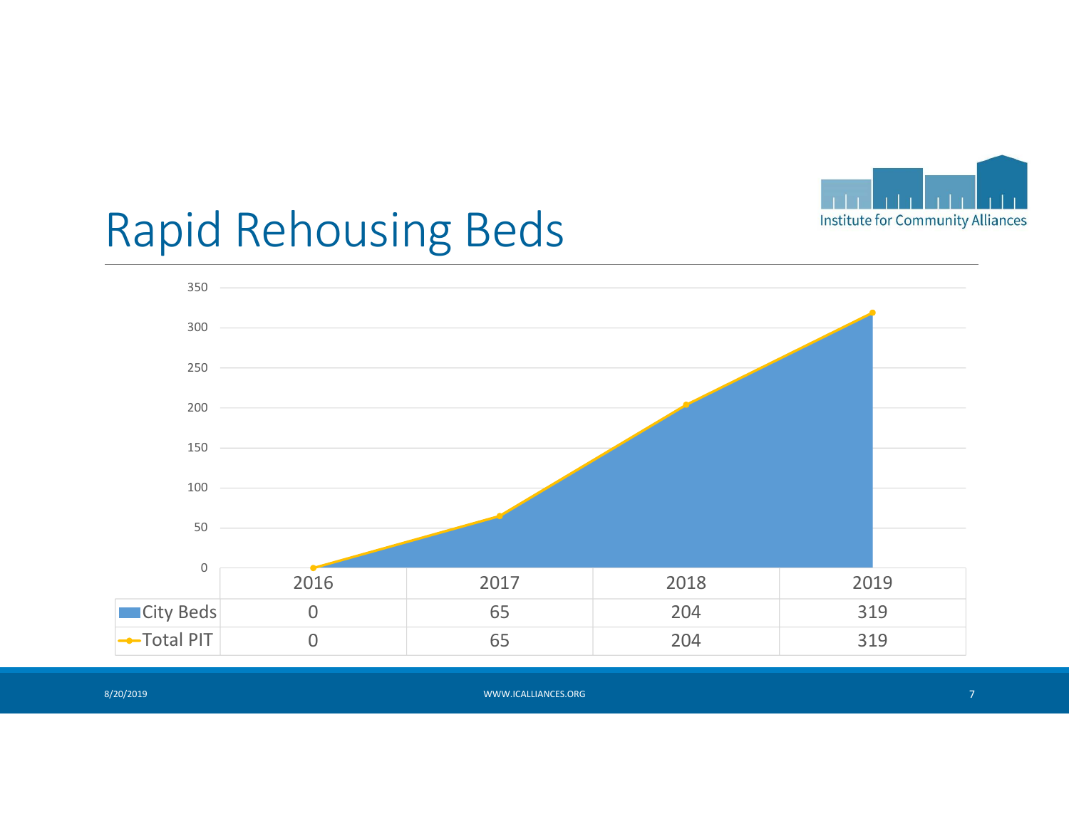# Rapid Rehousing Beds

| | 2016 | 2017 | 2018 | 2019 |
|---|---|---|---|---|
| City Beds | 0 | 65 | 204 | 319 |
| Total PIT | 0 | 65 | 204 | 319 |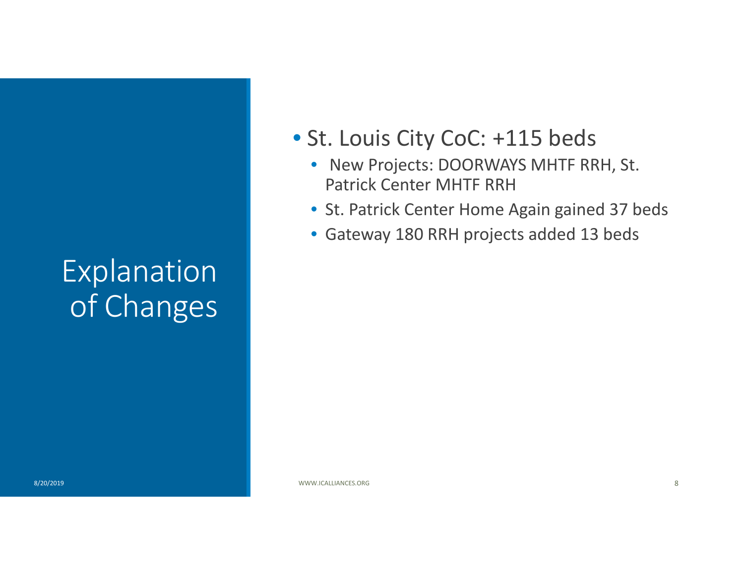# Explanation of Changes

- St. Louis City CoC: +115 beds
  - New Projects: DOORWAYS MHTF RRH, St. Patrick Center MHTF RRH
  - St. Patrick Center Home Again gained 37 beds
  - Gateway 180 RRH projects added 13 beds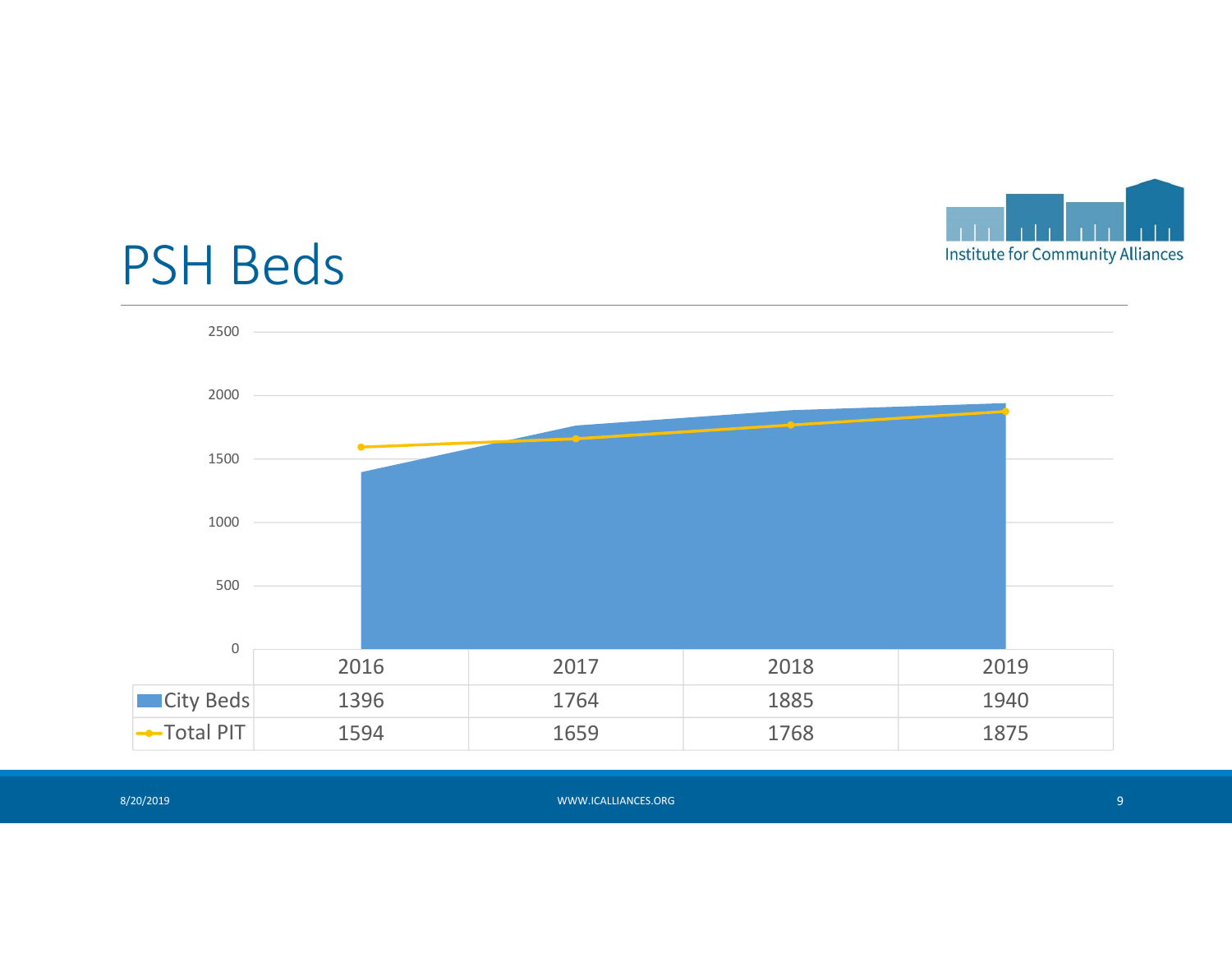# PSH Beds

| | 2016 | 2017 | 2018 | 2019 |
|---|---|---|---|---|
| City Beds | 1396 | 1764 | 1885 | 1940 |
| Total PIT | 1594 | 1659 | 1768 | 1875 |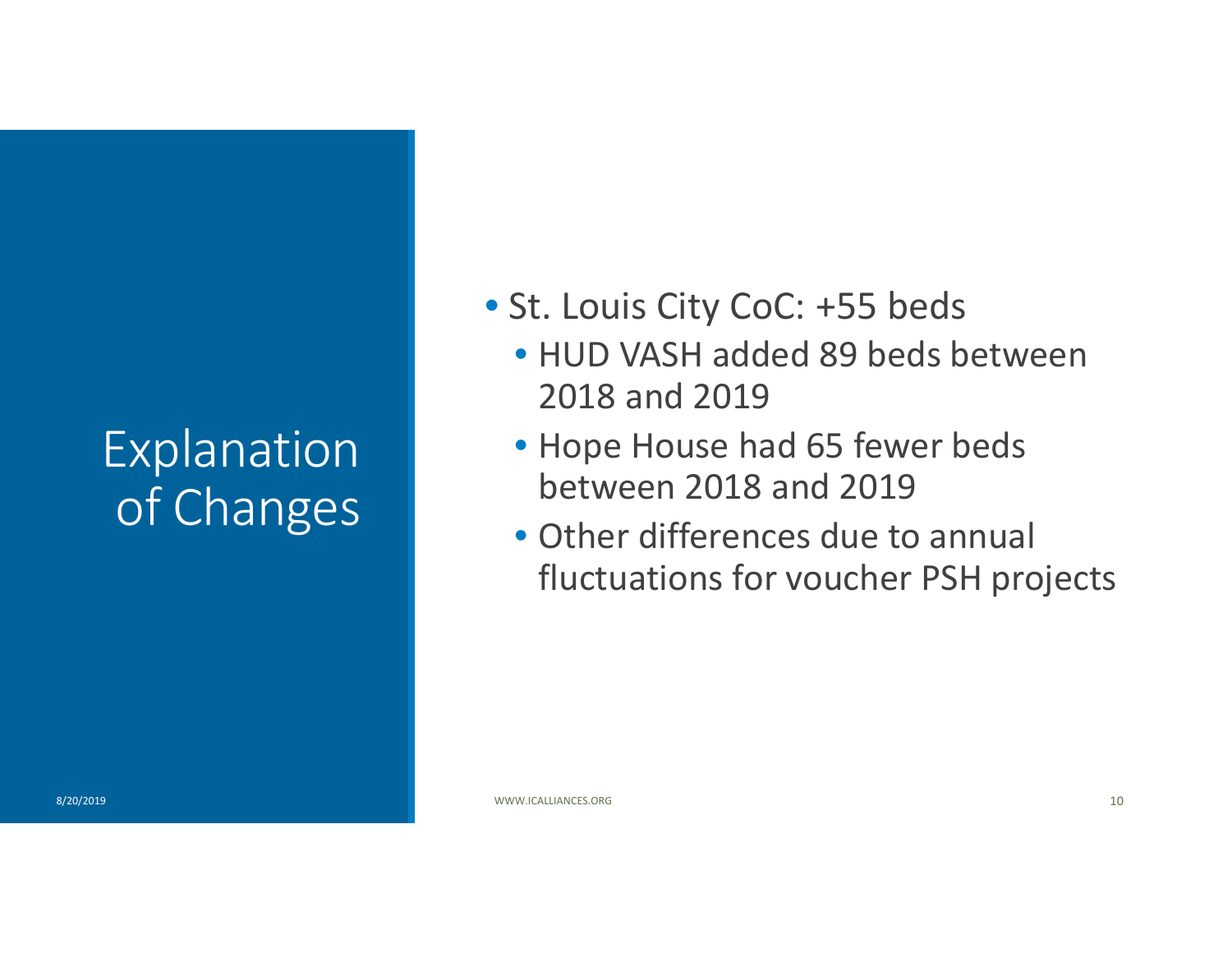# Explanation of Changes

- St. Louis City CoC: +55 beds
  - HUD VASH added 89 beds between 2018 and 2019
  - Hope House had 65 fewer beds between 2018 and 2019
  - Other differences due to annual fluctuations for voucher PSH projects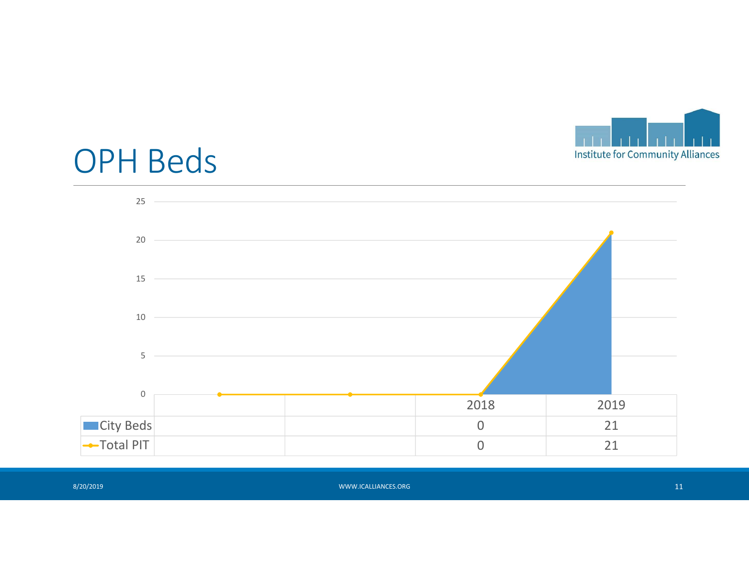# OPH Beds

|  |  |  | 2018 | 2019 |
|---|---|---|---|---|
| City Beds |  |  | 0 | 21 |
| Total PIT |  |  | 0 | 21 |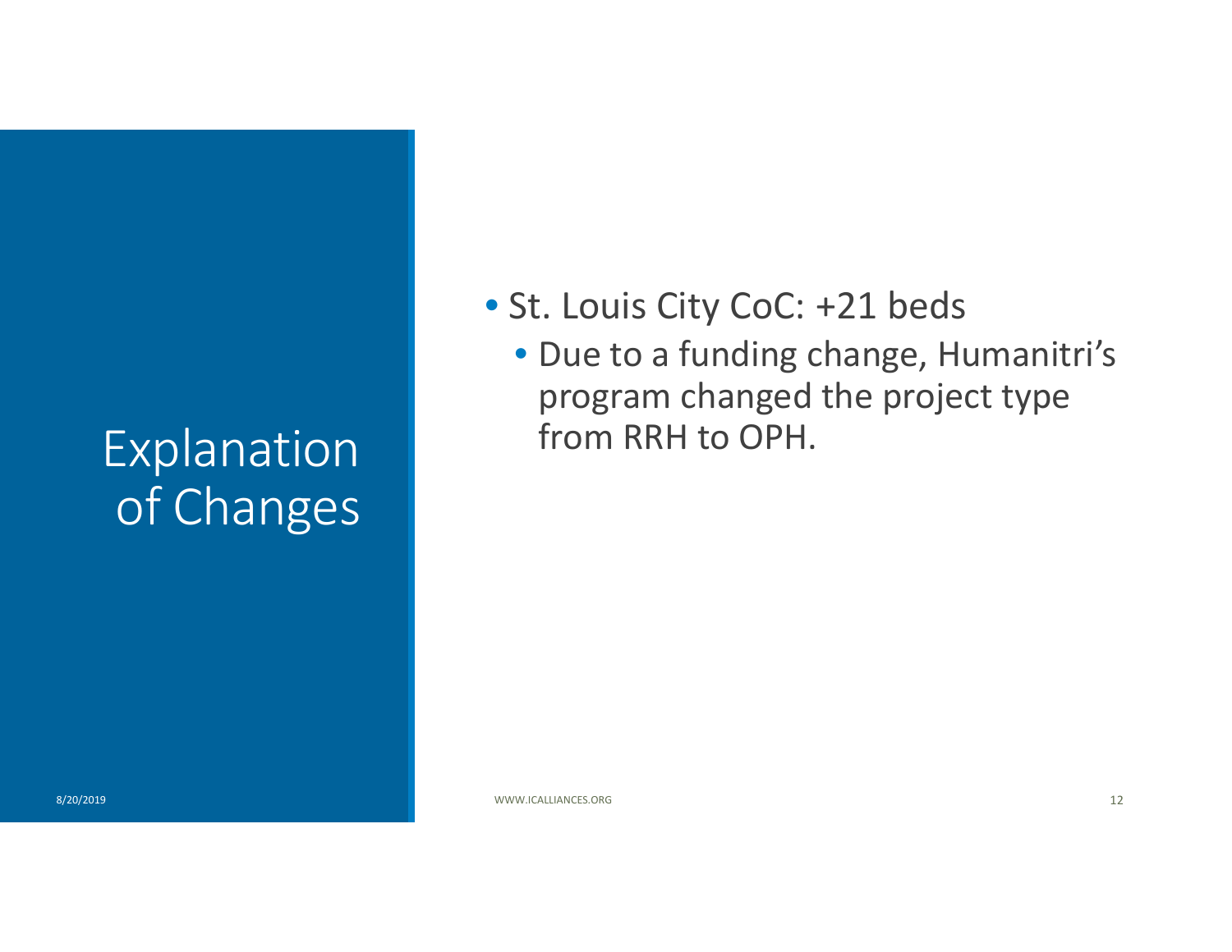# Explanation of Changes

- St. Louis City CoC: +21 beds
  - Due to a funding change, Humanitri's program changed the project type from RRH to OPH.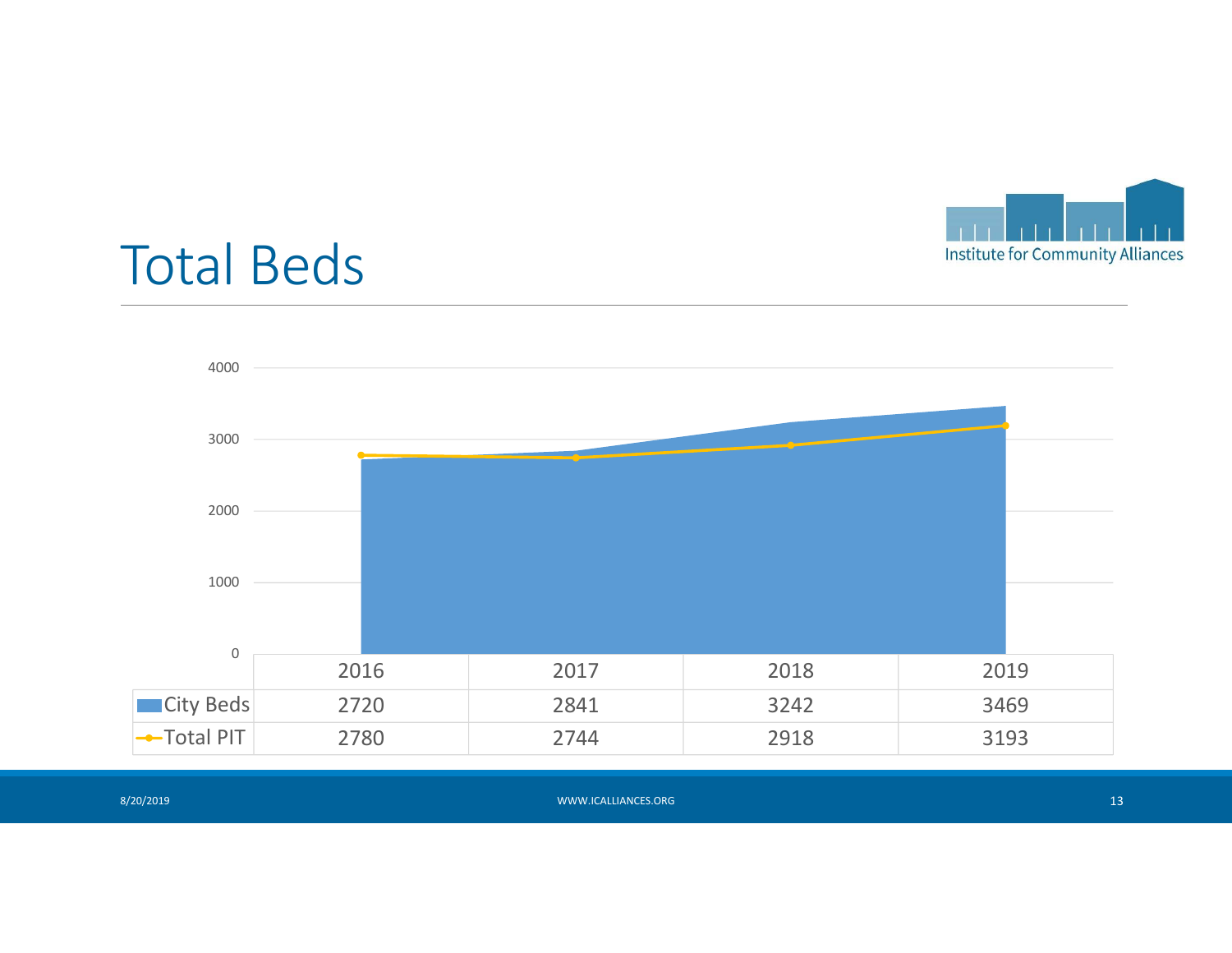# Total Beds

| | 2016 | 2017 | 2018 | 2019 |
|---|---|---|---|---|
| City Beds | 2720 | 2841 | 3242 | 3469 |
| Total PIT | 2780 | 2744 | 2918 | 3193 |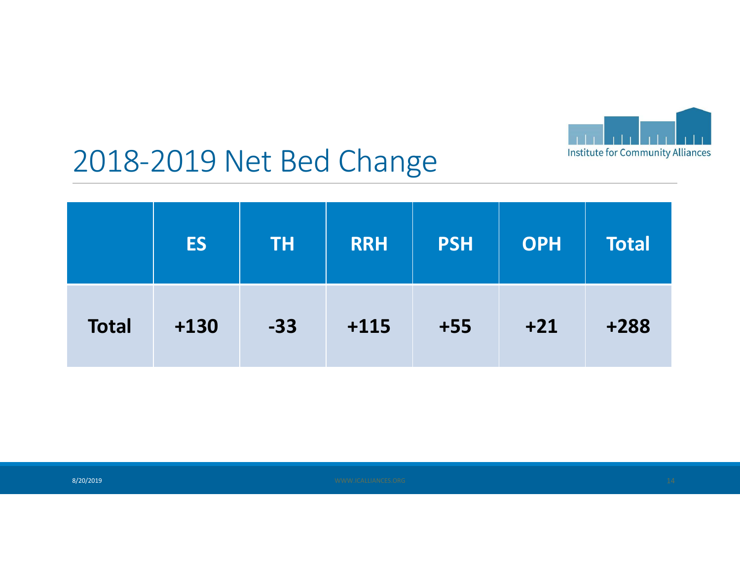# 2018-2019 Net Bed Change

| | ES | TH | RRH | PSH | OPH | Total |
|---|---|---|---|---|---|---|
| **Total** | **+130** | **-33** | **+115** | **+55** | **+21** | **+288** |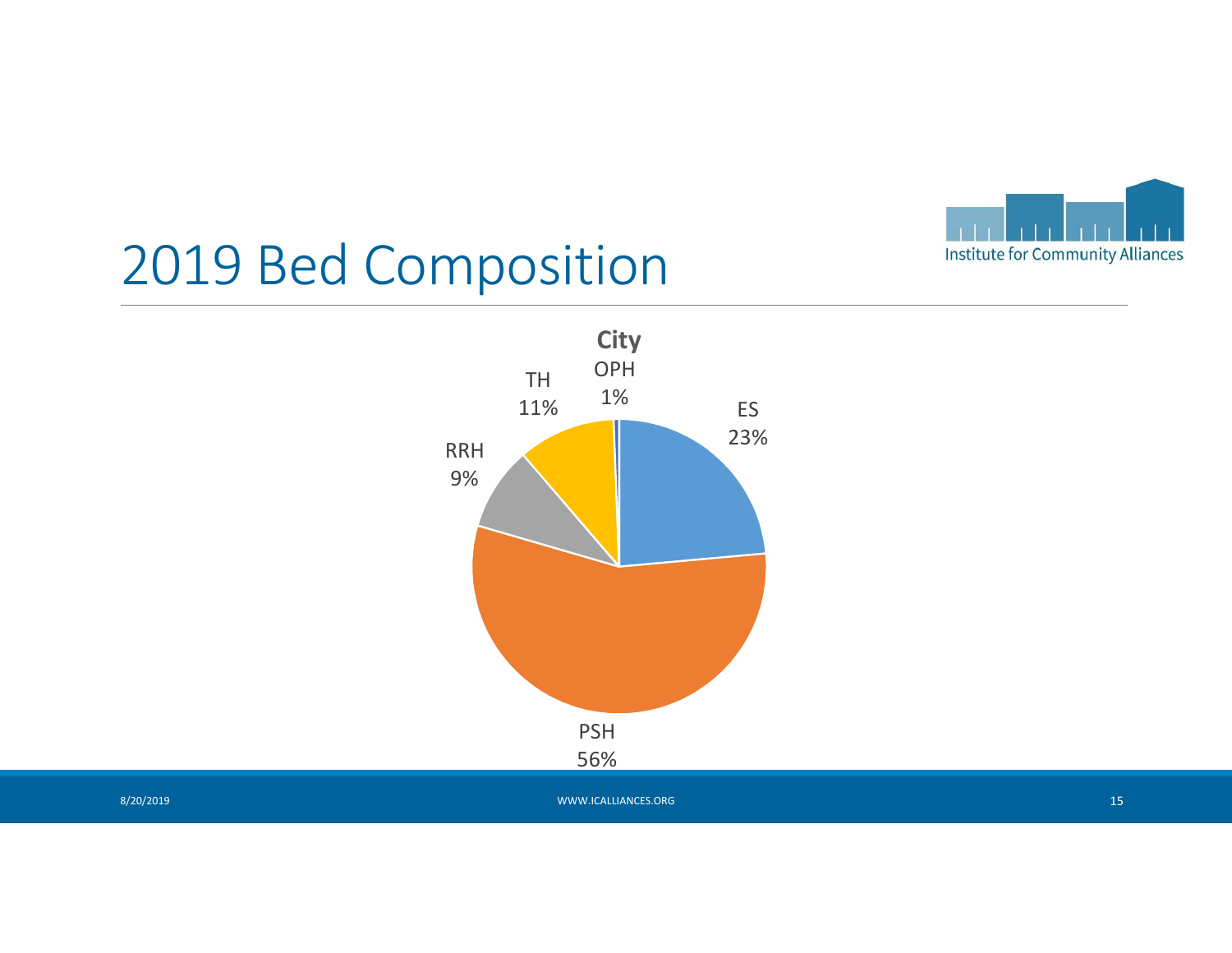# 2019 Bed Composition

**City**

- OPH 1%
- ES 23%
- PSH 56%
- RRH 9%
- TH 11%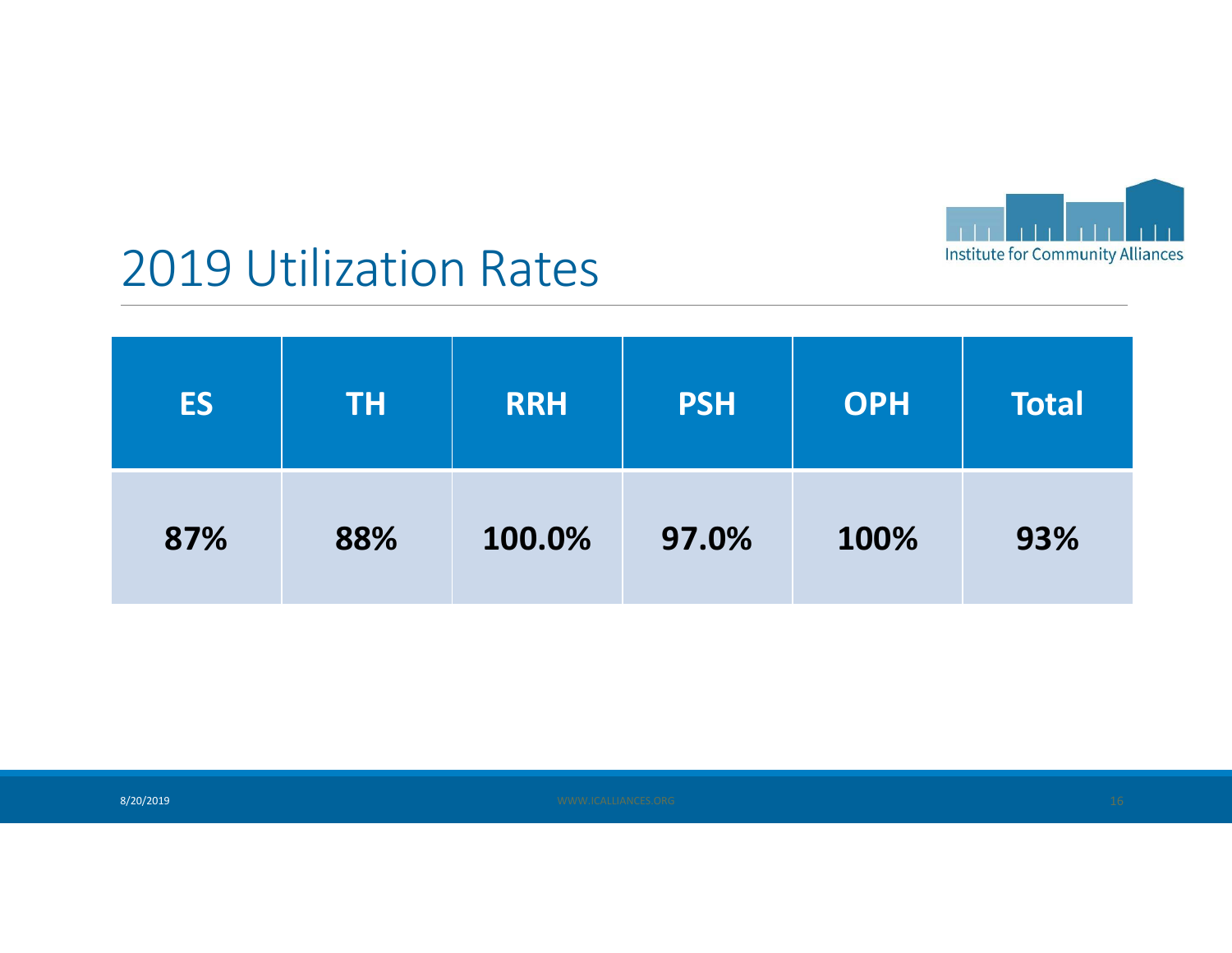# 2019 Utilization Rates

| ES | TH | RRH | PSH | OPH | Total |
|---|---|---|---|---|---|
| 87% | 88% | 100.0% | 97.0% | 100% | 93% |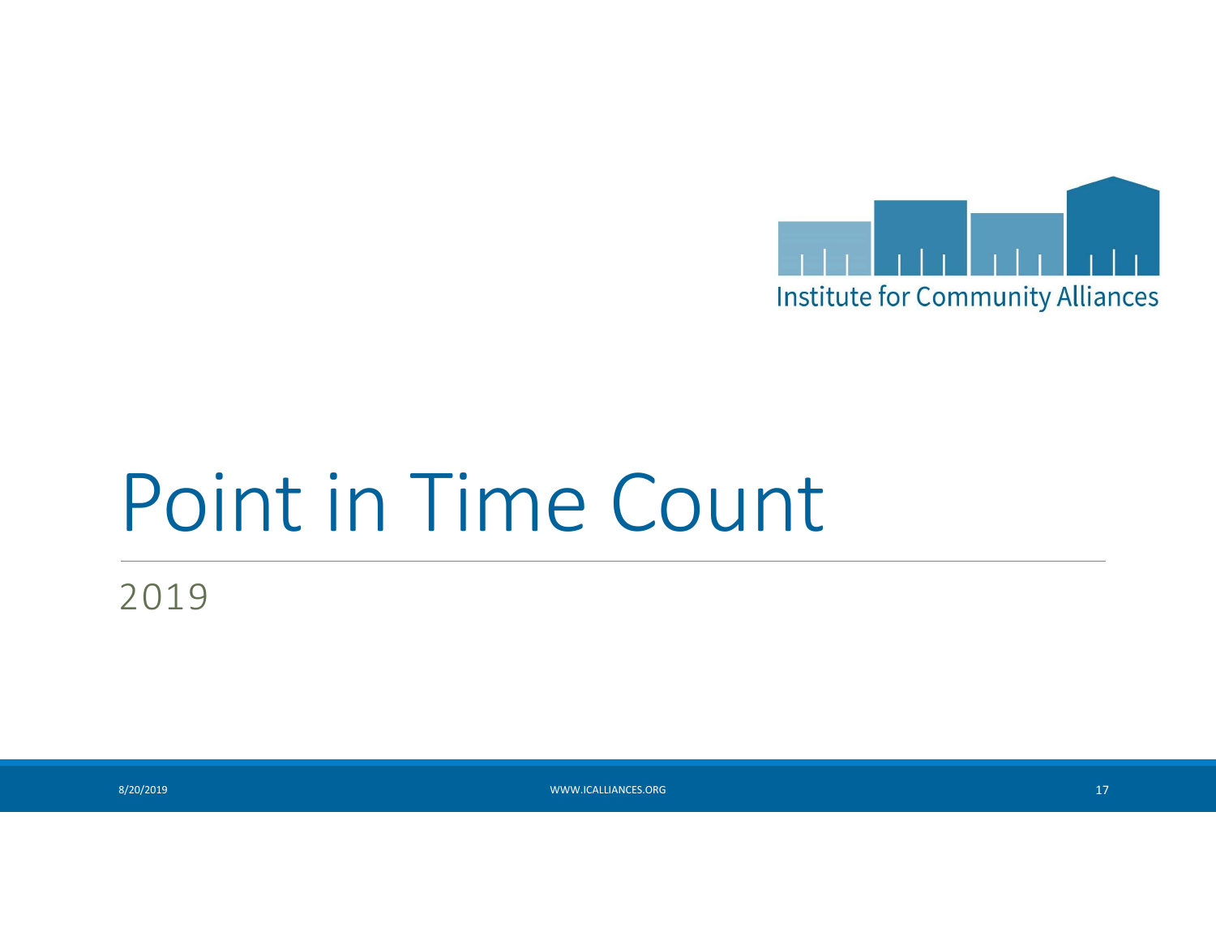# Point in Time Count

2019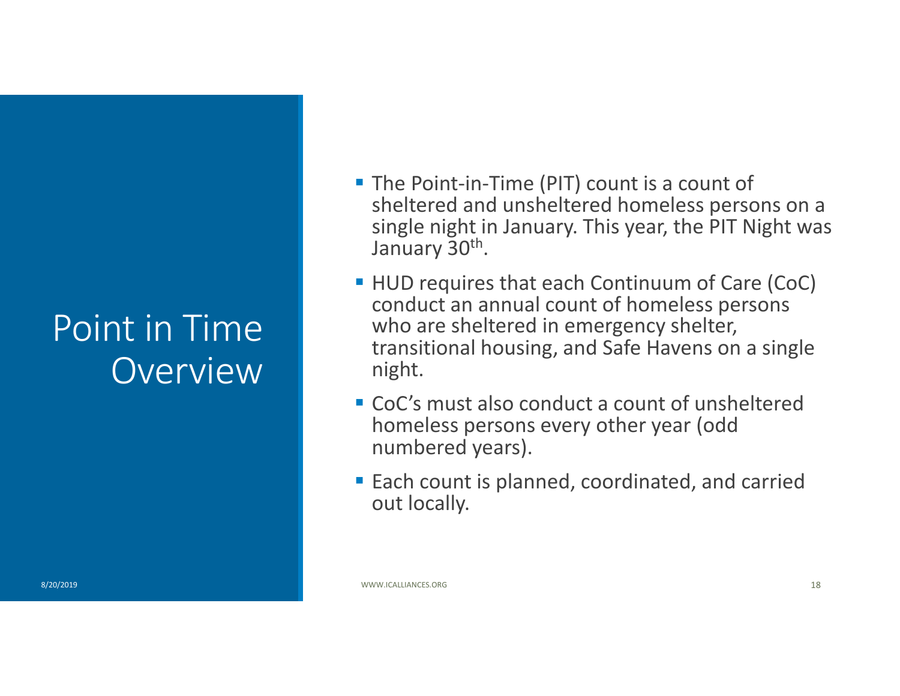# Point in Time Overview

- The Point-in-Time (PIT) count is a count of sheltered and unsheltered homeless persons on a single night in January. This year, the PIT Night was January $30^{th}$.
- HUD requires that each Continuum of Care (CoC) conduct an annual count of homeless persons who are sheltered in emergency shelter, transitional housing, and Safe Havens on a single night.
- CoC's must also conduct a count of unsheltered homeless persons every other year (odd numbered years).
- Each count is planned, coordinated, and carried out locally.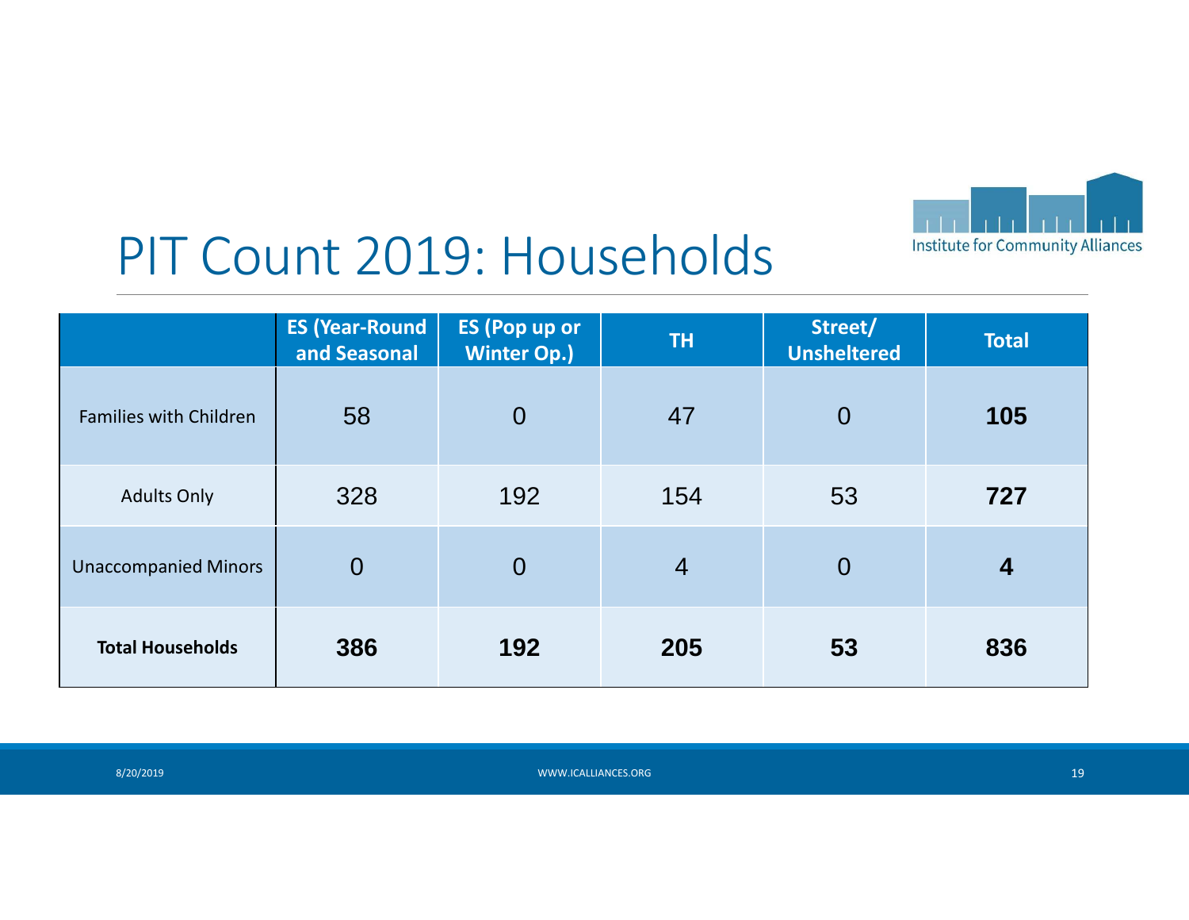# PIT Count 2019: Households

| | ES (Year-Round and Seasonal | ES (Pop up or Winter Op.) | TH | Street/ Unsheltered | Total |
|---|---|---|---|---|---|
| Families with Children | 58 | 0 | 47 | 0 | **105** |
| Adults Only | 328 | 192 | 154 | 53 | **727** |
| Unaccompanied Minors | 0 | 0 | 4 | 0 | **4** |
| **Total Households** | **386** | **192** | **205** | **53** | **836** |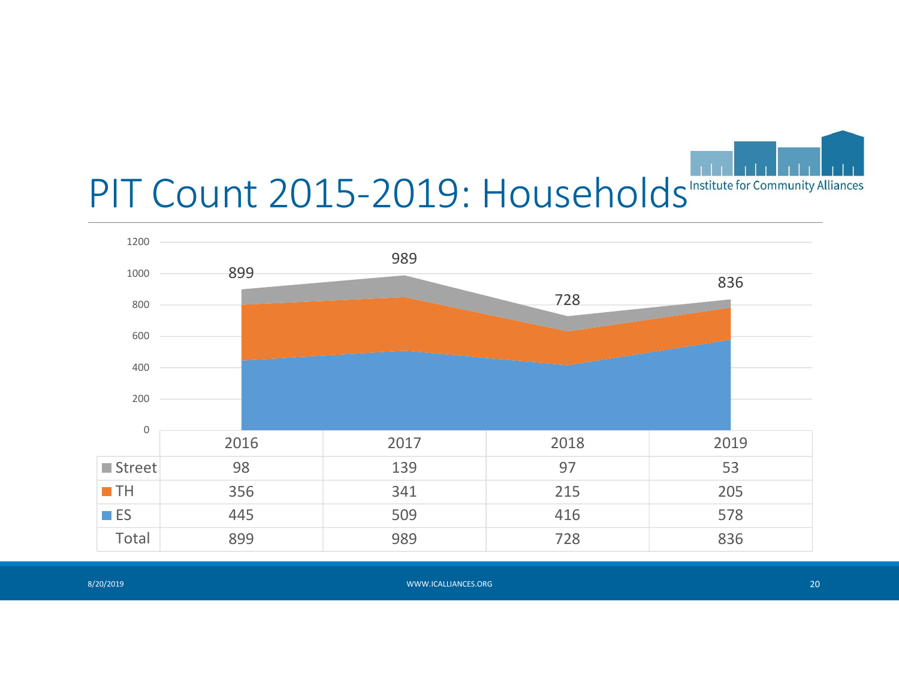# PIT Count 2015-2019: Households

|  | 2016 | 2017 | 2018 | 2019 |
|---|---|---|---|---|
| Street | 98 | 139 | 97 | 53 |
| TH | 356 | 341 | 215 | 205 |
| ES | 445 | 509 | 416 | 578 |
| Total | 899 | 989 | 728 | 836 |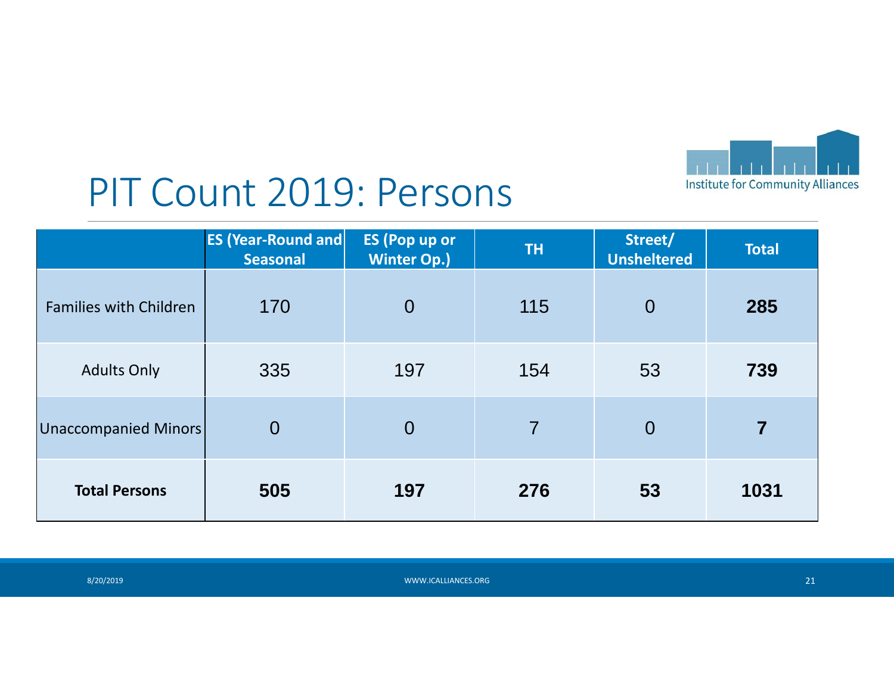# PIT Count 2019: Persons

| | ES (Year-Round and Seasonal | ES (Pop up or Winter Op.) | TH | Street/ Unsheltered | Total |
|---|---|---|---|---|---|
| Families with Children | 170 | 0 | 115 | 0 | **285** |
| Adults Only | 335 | 197 | 154 | 53 | **739** |
| Unaccompanied Minors | 0 | 0 | 7 | 0 | **7** |
| **Total Persons** | **505** | **197** | **276** | **53** | **1031** |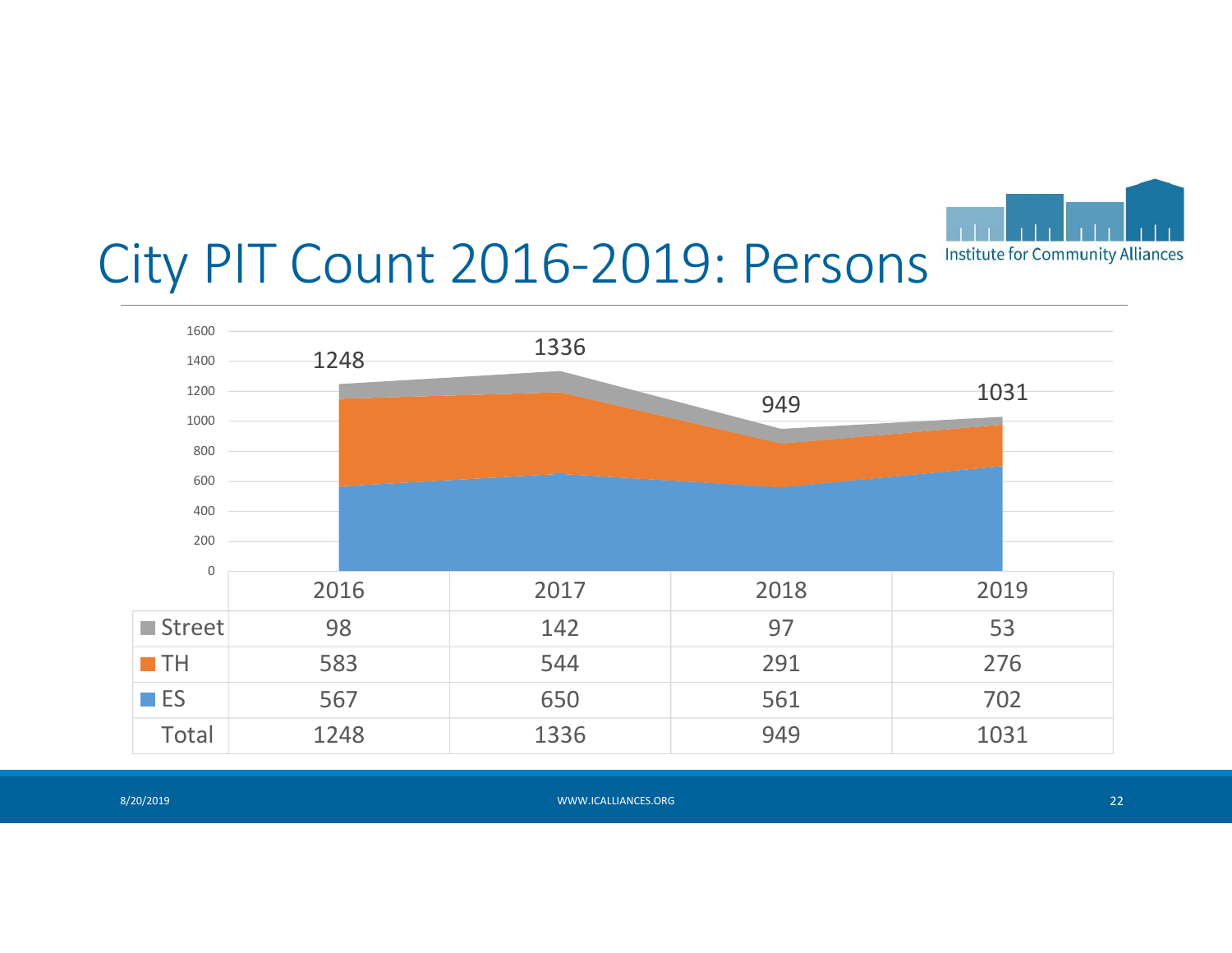# City PIT Count 2016-2019: Persons

|  | 2016 | 2017 | 2018 | 2019 |
|---|---|---|---|---|
| Street | 98 | 142 | 97 | 53 |
| TH | 583 | 544 | 291 | 276 |
| ES | 567 | 650 | 561 | 702 |
| Total | 1248 | 1336 | 949 | 1031 |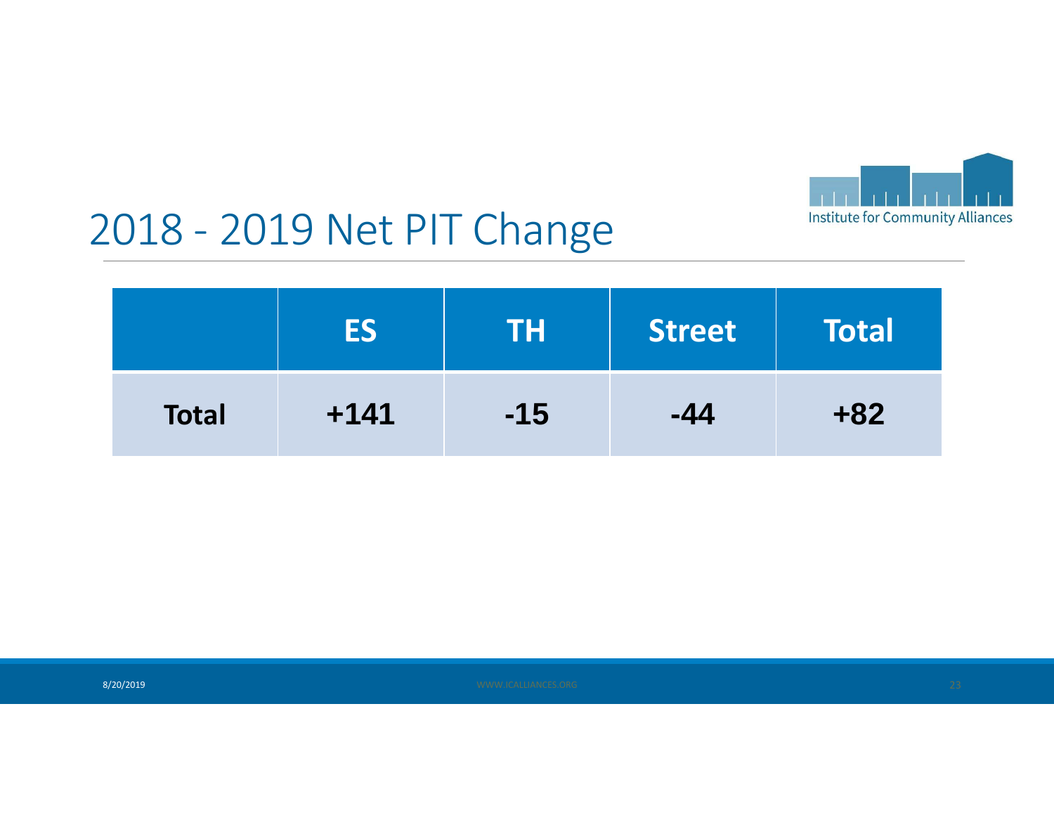# 2018 - 2019 Net PIT Change

| | ES | TH | Street | Total |
|---|---|---|---|---|
| **Total** | **+141** | **-15** | **-44** | **+82** |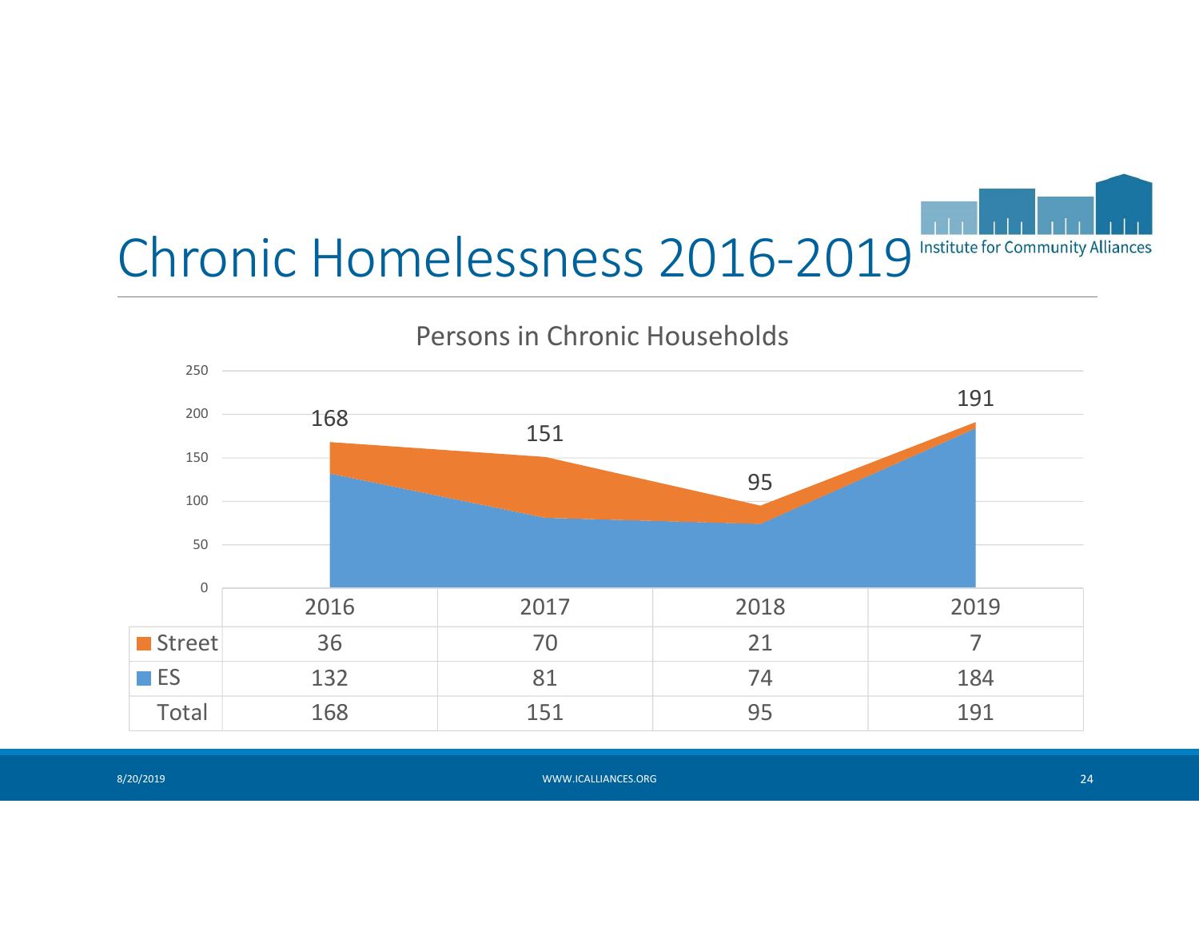# Chronic Homelessness 2016-2019

Institute for Community Alliances

### Persons in Chronic Households

| | 2016 | 2017 | 2018 | 2019 |
|---|---|---|---|---|
| Street | 36 | 70 | 21 | 7 |
| ES | 132 | 81 | 74 | 184 |
| Total | 168 | 151 | 95 | 191 |

8/20/2019

WWW.ICALLIANCES.ORG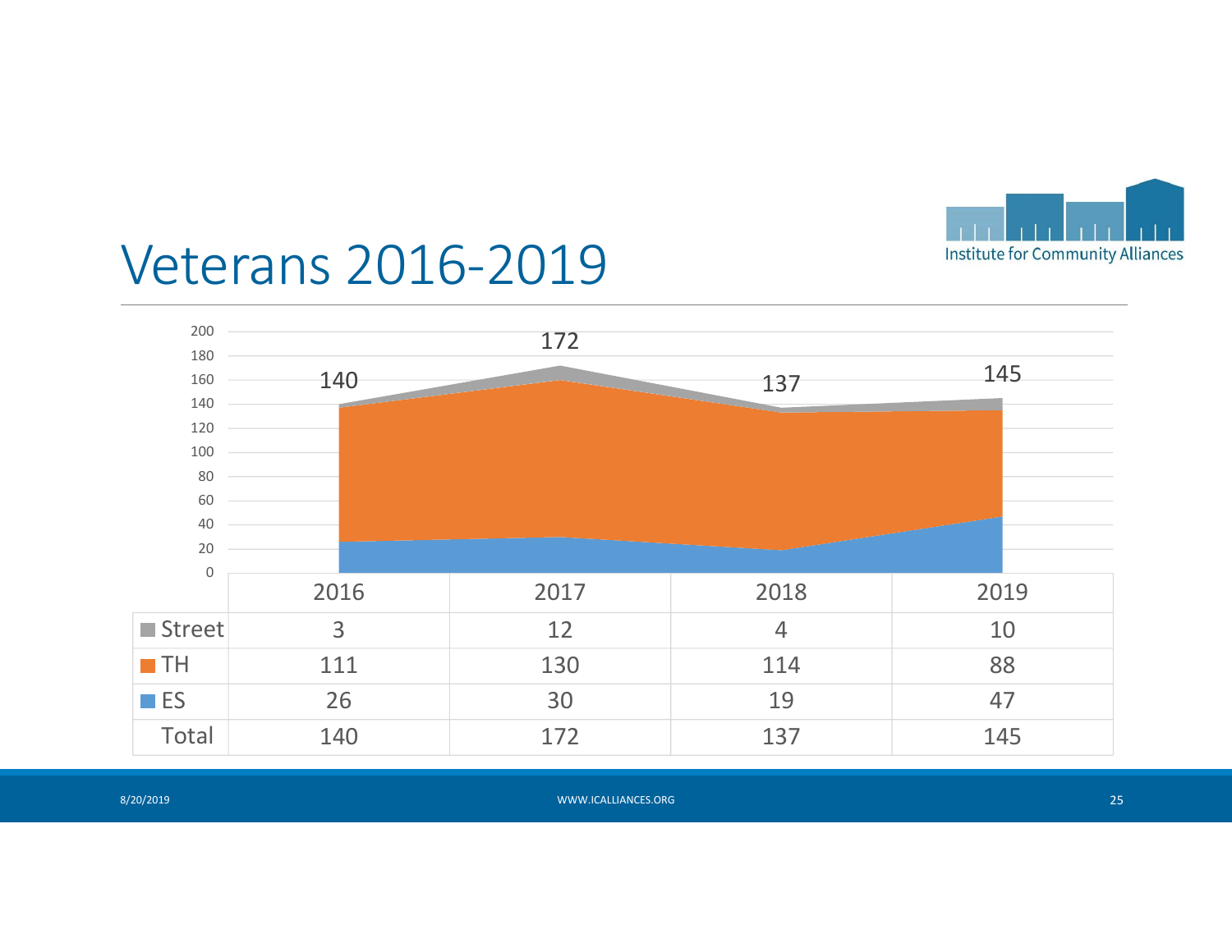# Veterans 2016-2019

|  | 2016 | 2017 | 2018 | 2019 |
|---|---|---|---|---|
| Street | 3 | 12 | 4 | 10 |
| TH | 111 | 130 | 114 | 88 |
| ES | 26 | 30 | 19 | 47 |
| Total | 140 | 172 | 137 | 145 |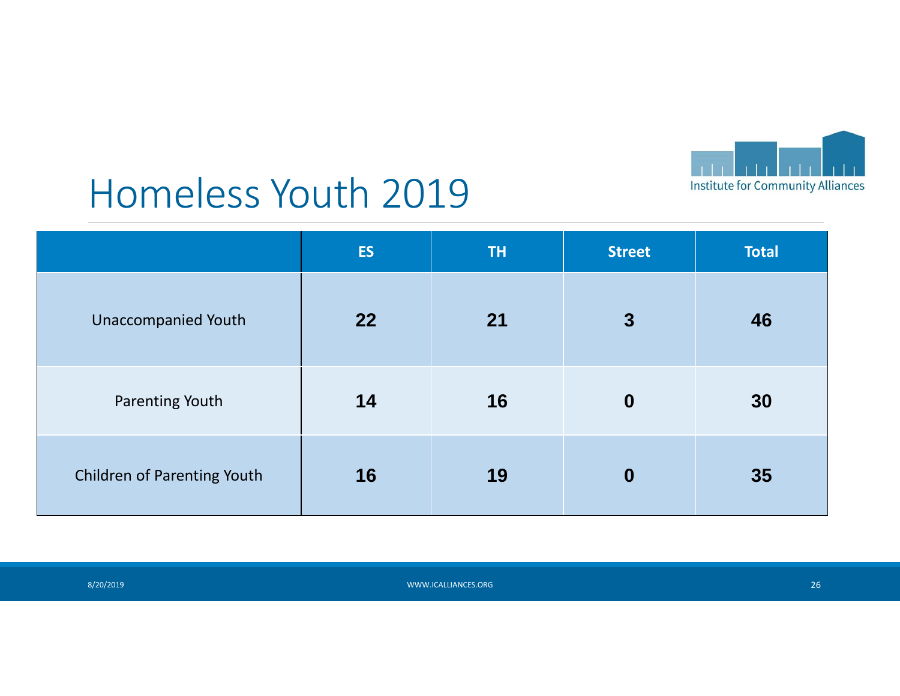# Homeless Youth 2019

| | ES | TH | Street | Total |
|---|---|---|---|---|
| Unaccompanied Youth | **22** | **21** | **3** | **46** |
| Parenting Youth | **14** | **16** | **0** | **30** |
| Children of Parenting Youth | **16** | **19** | **0** | **35** |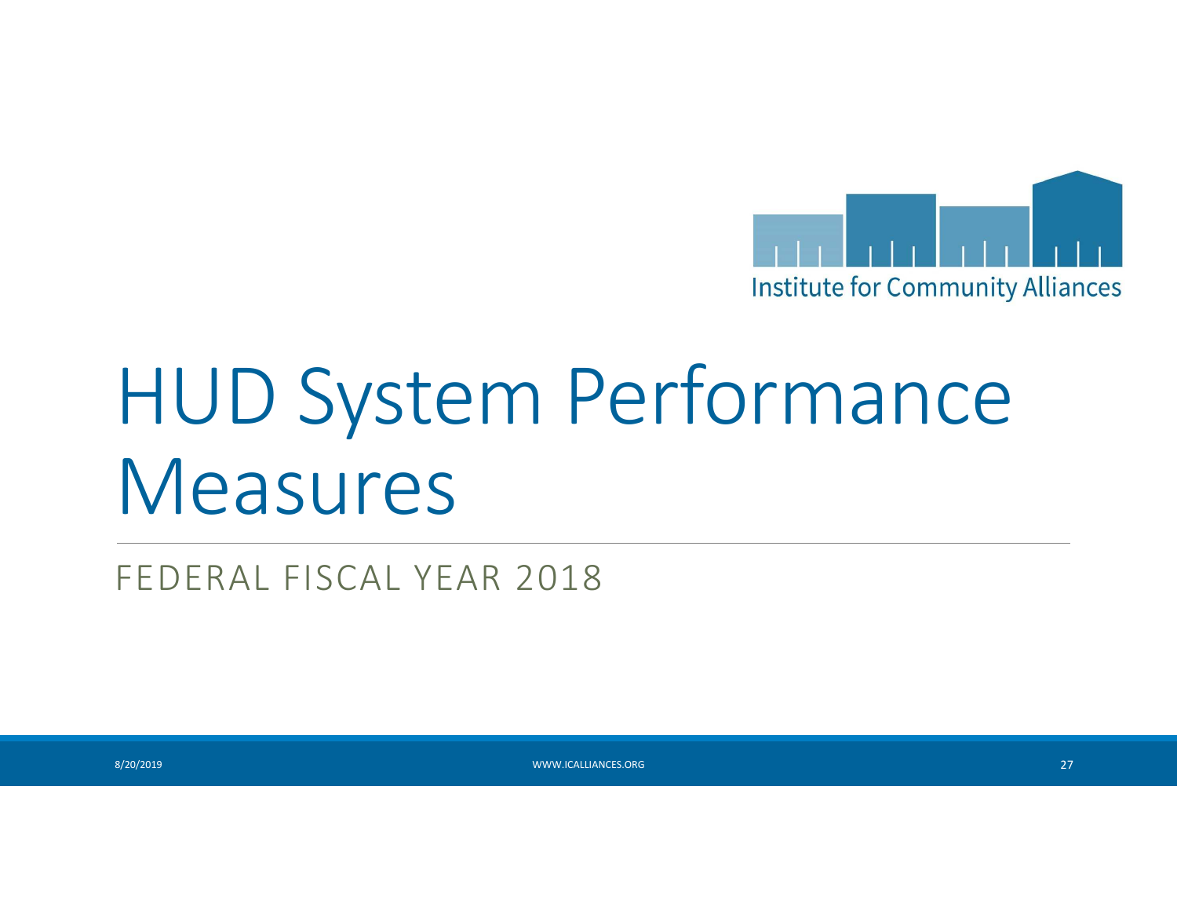Institute for Community Alliances

# HUD System Performance Measures

FEDERAL FISCAL YEAR 2018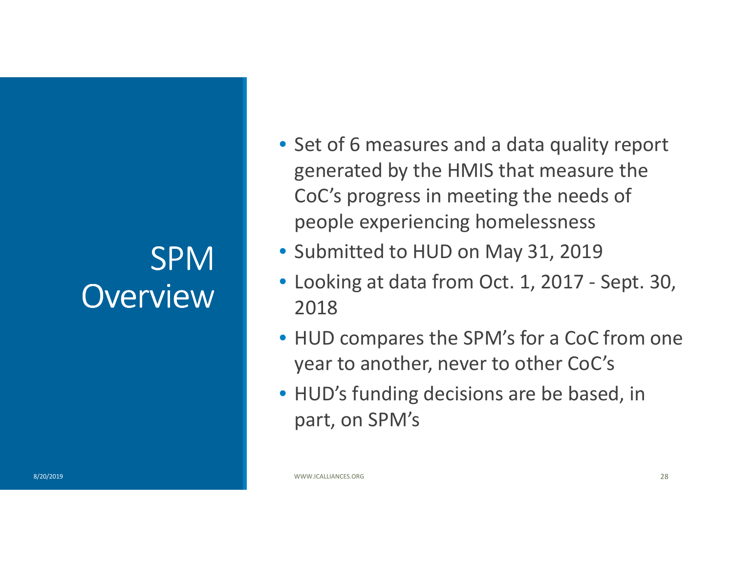# SPM Overview

- Set of 6 measures and a data quality report generated by the HMIS that measure the CoC's progress in meeting the needs of people experiencing homelessness
- Submitted to HUD on May 31, 2019
- Looking at data from Oct. 1, 2017 - Sept. 30, 2018
- HUD compares the SPM's for a CoC from one year to another, never to other CoC's
- HUD's funding decisions are be based, in part, on SPM's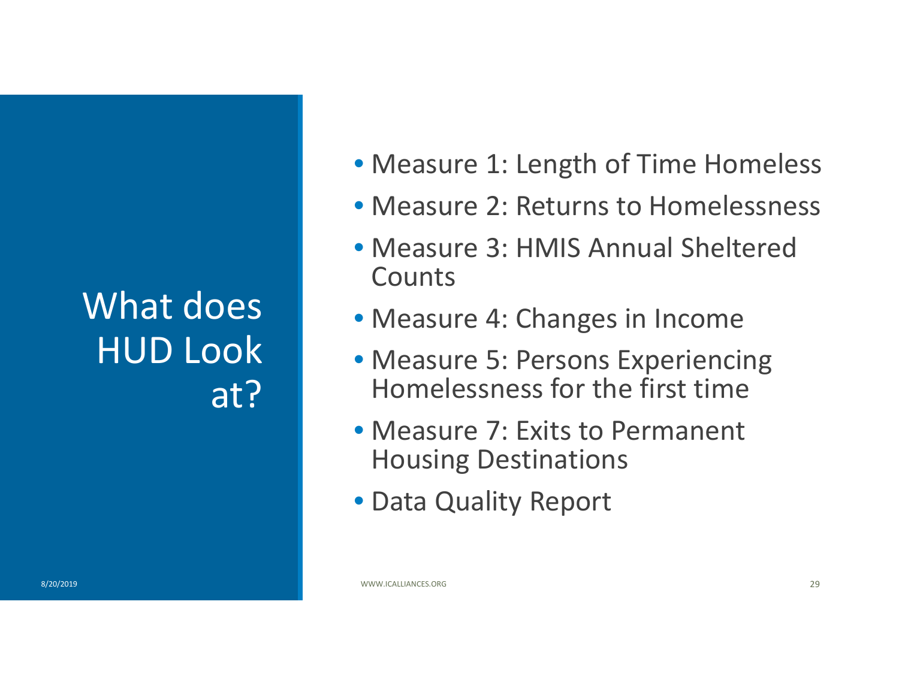# What does HUD Look at?

- Measure 1: Length of Time Homeless
- Measure 2: Returns to Homelessness
- Measure 3: HMIS Annual Sheltered Counts
- Measure 4: Changes in Income
- Measure 5: Persons Experiencing Homelessness for the first time
- Measure 7: Exits to Permanent Housing Destinations
- Data Quality Report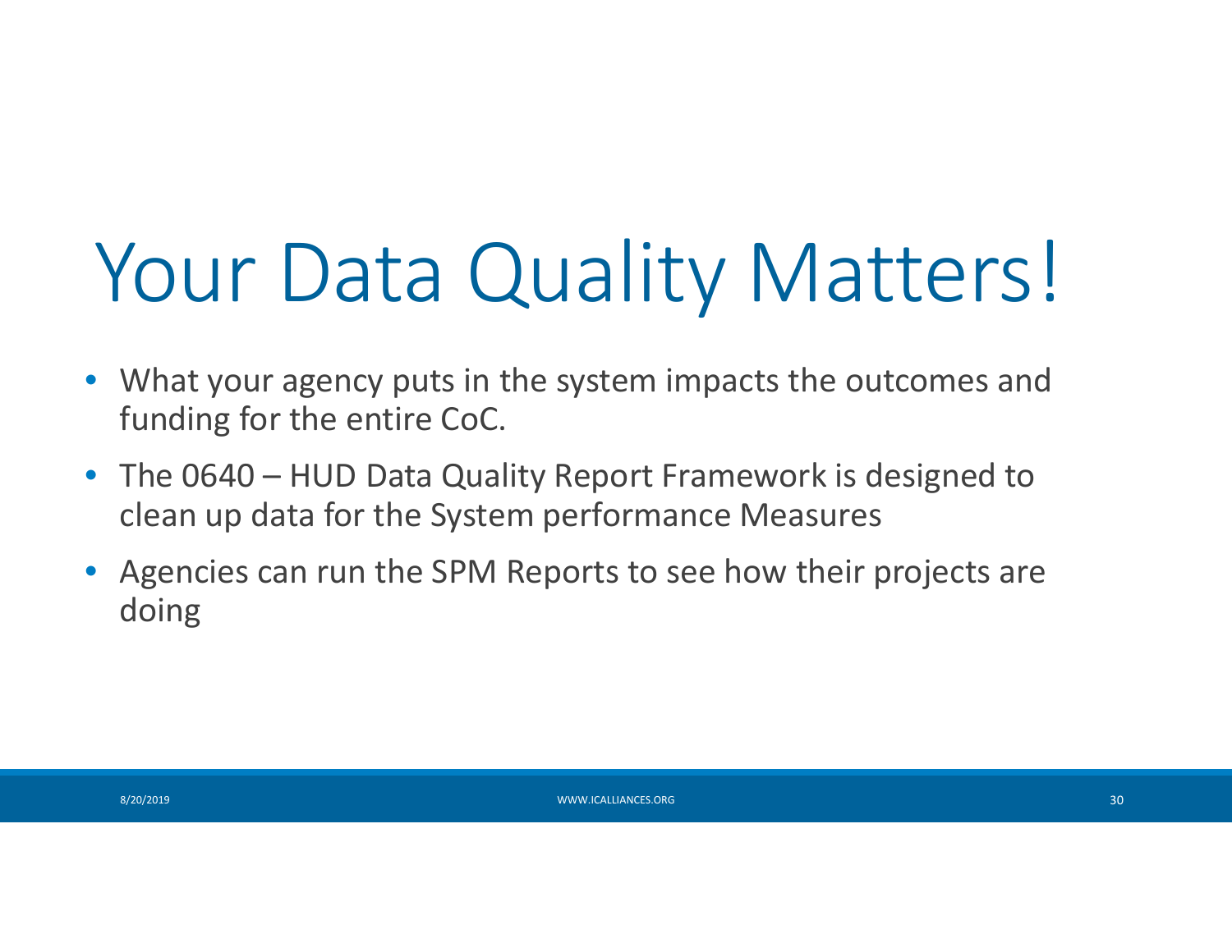# Your Data Quality Matters!

- What your agency puts in the system impacts the outcomes and funding for the entire CoC.
- The 0640 – HUD Data Quality Report Framework is designed to clean up data for the System performance Measures
- Agencies can run the SPM Reports to see how their projects are doing